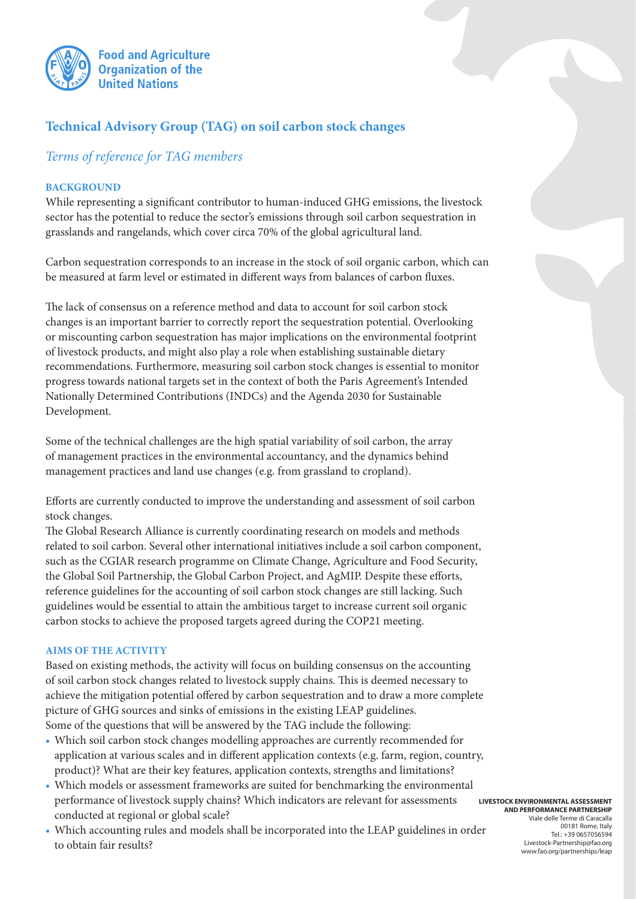Food and Agriculture Organization of the United Nations

# Technical Advisory Group (TAG) on soil carbon stock changes

## *Terms of reference for TAG members*

### BACKGROUND

While representing a significant contributor to human-induced GHG emissions, the livestock sector has the potential to reduce the sector's emissions through soil carbon sequestration in grasslands and rangelands, which cover circa 70% of the global agricultural land.

Carbon sequestration corresponds to an increase in the stock of soil organic carbon, which can be measured at farm level or estimated in different ways from balances of carbon fluxes.

The lack of consensus on a reference method and data to account for soil carbon stock changes is an important barrier to correctly report the sequestration potential. Overlooking or miscounting carbon sequestration has major implications on the environmental footprint of livestock products, and might also play a role when establishing sustainable dietary recommendations. Furthermore, measuring soil carbon stock changes is essential to monitor progress towards national targets set in the context of both the Paris Agreement's Intended Nationally Determined Contributions (INDCs) and the Agenda 2030 for Sustainable Development.

Some of the technical challenges are the high spatial variability of soil carbon, the array of management practices in the environmental accountancy, and the dynamics behind management practices and land use changes (e.g. from grassland to cropland).

Efforts are currently conducted to improve the understanding and assessment of soil carbon stock changes.
The Global Research Alliance is currently coordinating research on models and methods related to soil carbon. Several other international initiatives include a soil carbon component, such as the CGIAR research programme on Climate Change, Agriculture and Food Security, the Global Soil Partnership, the Global Carbon Project, and AgMIP. Despite these efforts, reference guidelines for the accounting of soil carbon stock changes are still lacking. Such guidelines would be essential to attain the ambitious target to increase current soil organic carbon stocks to achieve the proposed targets agreed during the COP21 meeting.

### AIMS OF THE ACTIVITY

Based on existing methods, the activity will focus on building consensus on the accounting of soil carbon stock changes related to livestock supply chains. This is deemed necessary to achieve the mitigation potential offered by carbon sequestration and to draw a more complete picture of GHG sources and sinks of emissions in the existing LEAP guidelines.
Some of the questions that will be answered by the TAG include the following:

- Which soil carbon stock changes modelling approaches are currently recommended for application at various scales and in different application contexts (e.g. farm, region, country, product)? What are their key features, application contexts, strengths and limitations?
- Which models or assessment frameworks are suited for benchmarking the environmental performance of livestock supply chains? Which indicators are relevant for assessments conducted at regional or global scale?
- Which accounting rules and models shall be incorporated into the LEAP guidelines in order to obtain fair results?

**LIVESTOCK ENVIRONMENTAL ASSESSMENT AND PERFORMANCE PARTNERSHIP**
Viale delle Terme di Caracalla
00181 Rome, Italy
Tel.: +39 0657056594
Livestock-Partnership@fao.org
www.fao.org/partnerships/leap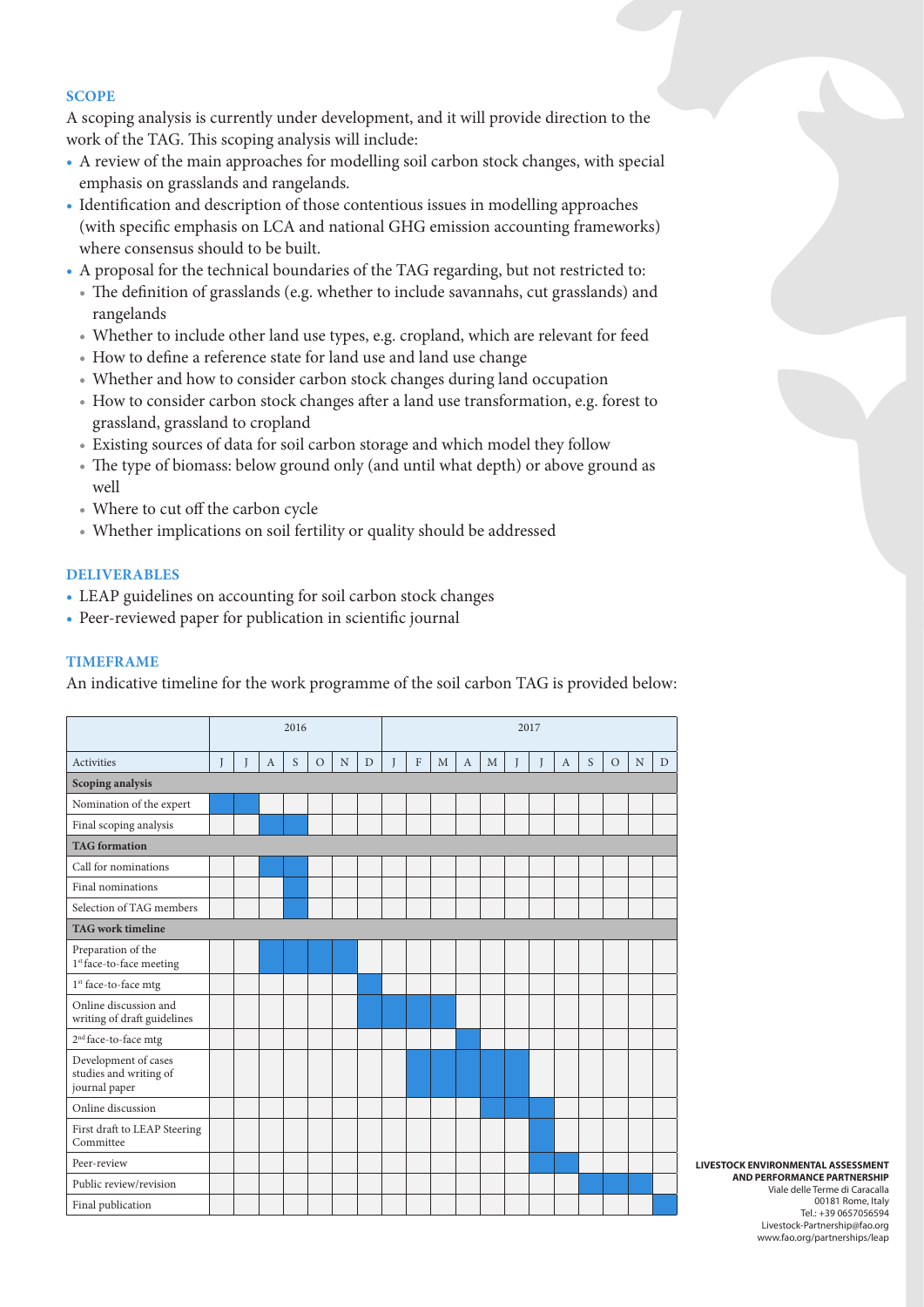### SCOPE

A scoping analysis is currently under development, and it will provide direction to the work of the TAG. This scoping analysis will include:

- A review of the main approaches for modelling soil carbon stock changes, with special emphasis on grasslands and rangelands.
- Identification and description of those contentious issues in modelling approaches (with specific emphasis on LCA and national GHG emission accounting frameworks) where consensus should to be built.
- A proposal for the technical boundaries of the TAG regarding, but not restricted to:
  - The definition of grasslands (e.g. whether to include savannahs, cut grasslands) and rangelands
  - Whether to include other land use types, e.g. cropland, which are relevant for feed
  - How to define a reference state for land use and land use change
  - Whether and how to consider carbon stock changes during land occupation
  - How to consider carbon stock changes after a land use transformation, e.g. forest to grassland, grassland to cropland
  - Existing sources of data for soil carbon storage and which model they follow
  - The type of biomass: below ground only (and until what depth) or above ground as well
  - Where to cut off the carbon cycle
  - Whether implications on soil fertility or quality should be addressed

### DELIVERABLES

- LEAP guidelines on accounting for soil carbon stock changes
- Peer-reviewed paper for publication in scientific journal

### TIMEFRAME

An indicative timeline for the work programme of the soil carbon TAG is provided below:

| | 2016 | | | | | | | 2017 | | | | | | | | | | | |
|---|---|---|---|---|---|---|---|---|---|---|---|---|---|---|---|---|---|---|---|
| **Activities** | J | J | A | S | O | N | D | J | F | M | A | M | J | J | A | S | O | N | D |
| **Scoping analysis** | | | | | | | | | | | | | | | | | | | |
| Nomination of the expert | ■ | ■ | | | | | | | | | | | | | | | | | |
| Final scoping analysis | | | ■ | ■ | | | | | | | | | | | | | | | |
| **TAG formation** | | | | | | | | | | | | | | | | | | | |
| Call for nominations | | | ■ | ■ | | | | | | | | | | | | | | | |
| Final nominations | | | | ■ | | | | | | | | | | | | | | | |
| Selection of TAG members | | | | ■ | | | | | | | | | | | | | | | |
| **TAG work timeline** | | | | | | | | | | | | | | | | | | | |
| Preparation of the 1st face-to-face meeting | | | ■ | ■ | ■ | ■ | | | | | | | | | | | | | |
| 1st face-to-face mtg | | | | | | | ■ | | | | | | | | | | | | |
| Online discussion and writing of draft guidelines | | | | | | | ■ | ■ | ■ | ■ | | | | | | | | | |
| 2nd face-to-face mtg | | | | | | | | | | | ■ | | | | | | | | |
| Development of cases studies and writing of journal paper | | | | | | | | | ■ | ■ | ■ | ■ | ■ | | | | | | |
| Online discussion | | | | | | | | | | | | ■ | ■ | ■ | | | | | |
| First draft to LEAP Steering Committee | | | | | | | | | | | | | | ■ | | | | | |
| Peer-review | | | | | | | | | | | | | | ■ | ■ | | | | |
| Public review/revision | | | | | | | | | | | | | | | | ■ | ■ | ■ | |
| Final publication | | | | | | | | | | | | | | | | | | | ■ |

**LIVESTOCK ENVIRONMENTAL ASSESSMENT AND PERFORMANCE PARTNERSHIP**
Viale delle Terme di Caracalla
00181 Rome, Italy
Tel.: +39 0657056594
Livestock-Partnership@fao.org
www.fao.org/partnerships/leap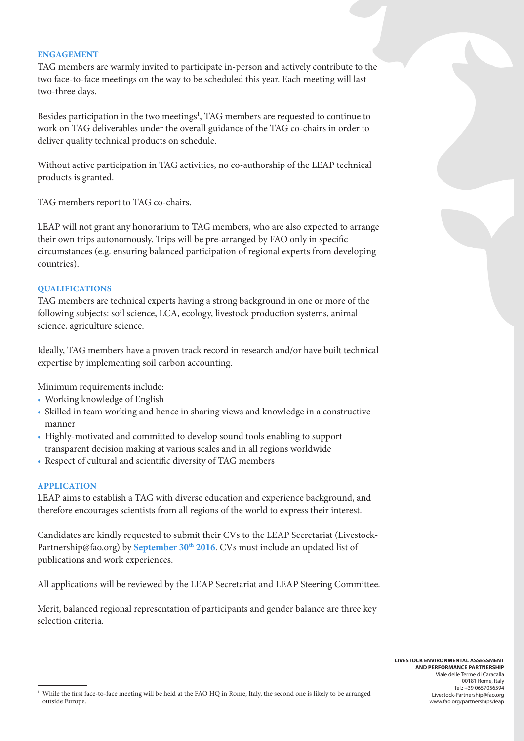## ENGAGEMENT

TAG members are warmly invited to participate in-person and actively contribute to the two face-to-face meetings on the way to be scheduled this year. Each meeting will last two-three days.

Besides participation in the two meetings[1], TAG members are requested to continue to work on TAG deliverables under the overall guidance of the TAG co-chairs in order to deliver quality technical products on schedule.

Without active participation in TAG activities, no co-authorship of the LEAP technical products is granted.

TAG members report to TAG co-chairs.

LEAP will not grant any honorarium to TAG members, who are also expected to arrange their own trips autonomously. Trips will be pre-arranged by FAO only in specific circumstances (e.g. ensuring balanced participation of regional experts from developing countries).

## QUALIFICATIONS

TAG members are technical experts having a strong background in one or more of the following subjects: soil science, LCA, ecology, livestock production systems, animal science, agriculture science.

Ideally, TAG members have a proven track record in research and/or have built technical expertise by implementing soil carbon accounting.

Minimum requirements include:

- Working knowledge of English
- Skilled in team working and hence in sharing views and knowledge in a constructive manner
- Highly-motivated and committed to develop sound tools enabling to support transparent decision making at various scales and in all regions worldwide
- Respect of cultural and scientific diversity of TAG members

## APPLICATION

LEAP aims to establish a TAG with diverse education and experience background, and therefore encourages scientists from all regions of the world to express their interest.

Candidates are kindly requested to submit their CVs to the LEAP Secretariat (Livestock-Partnership@fao.org) by **September 30th 2016**. CVs must include an updated list of publications and work experiences.

All applications will be reviewed by the LEAP Secretariat and LEAP Steering Committee.

Merit, balanced regional representation of participants and gender balance are three key selection criteria.

[1] While the first face-to-face meeting will be held at the FAO HQ in Rome, Italy, the second one is likely to be arranged outside Europe.

**LIVESTOCK ENVIRONMENTAL ASSESSMENT AND PERFORMANCE PARTNERSHIP**
Viale delle Terme di Caracalla
00181 Rome, Italy
Tel.: +39 0657056594
Livestock-Partnership@fao.org
www.fao.org/partnerships/leap